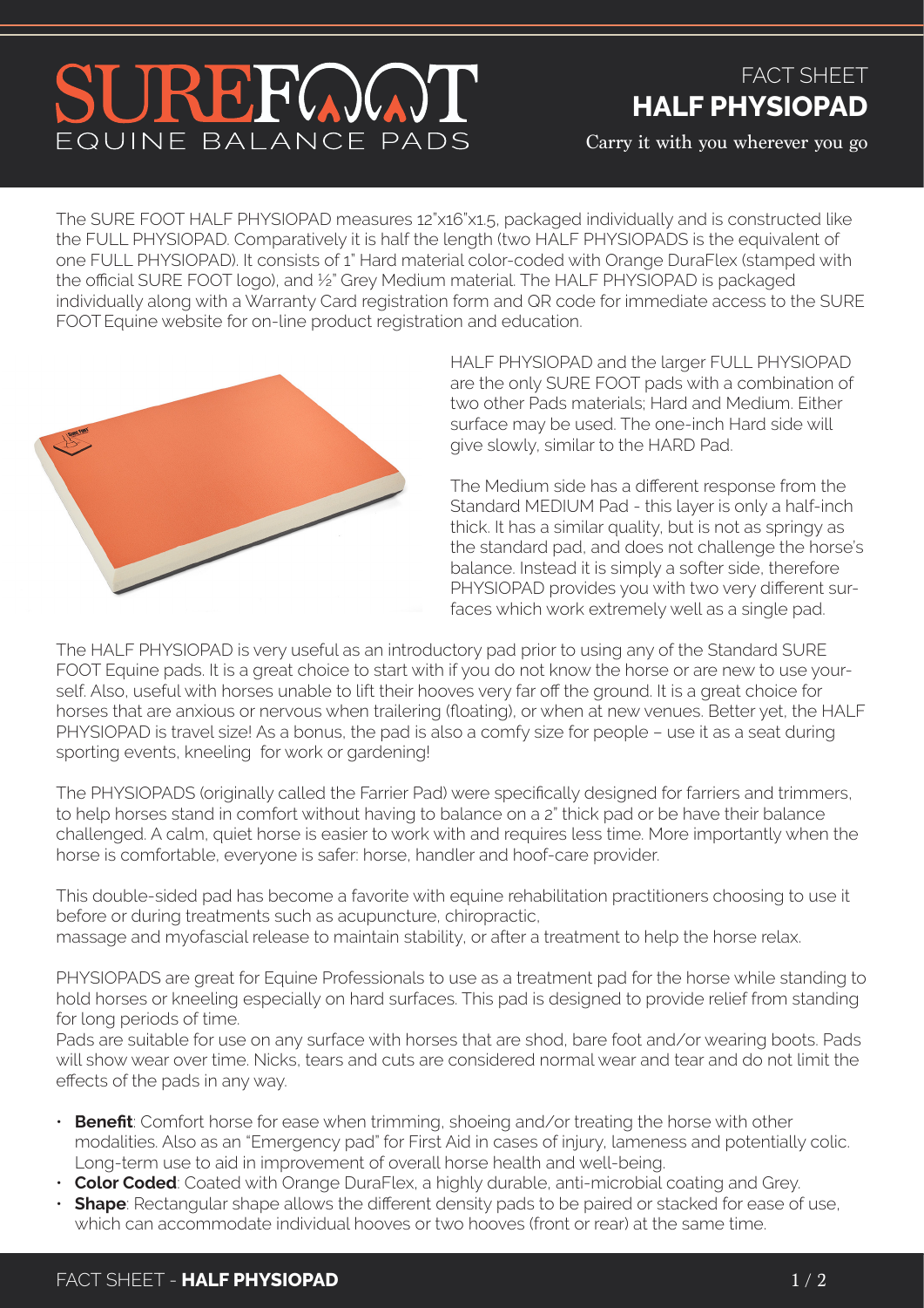# SUREFOOT
EQUINE BALANCE PADS

## FACT SHEET
## HALF PHYSIOPAD

Carry it with you wherever you go

The SURE FOOT HALF PHYSIOPAD measures 12"x16"x1.5, packaged individually and is constructed like the FULL PHYSIOPAD. Comparatively it is half the length (two HALF PHYSIOPADS is the equivalent of one FULL PHYSIOPAD). It consists of 1" Hard material color-coded with Orange DuraFlex (stamped with the official SURE FOOT logo), and ½" Grey Medium material. The HALF PHYSIOPAD is packaged individually along with a Warranty Card registration form and QR code for immediate access to the SURE FOOT Equine website for on-line product registration and education.

HALF PHYSIOPAD and the larger FULL PHYSIOPAD are the only SURE FOOT pads with a combination of two other Pads materials; Hard and Medium. Either surface may be used. The one-inch Hard side will give slowly, similar to the HARD Pad.

The Medium side has a different response from the Standard MEDIUM Pad - this layer is only a half-inch thick. It has a similar quality, but is not as springy as the standard pad, and does not challenge the horse's balance. Instead it is simply a softer side, therefore PHYSIOPAD provides you with two very different surfaces which work extremely well as a single pad.

The HALF PHYSIOPAD is very useful as an introductory pad prior to using any of the Standard SURE FOOT Equine pads. It is a great choice to start with if you do not know the horse or are new to use yourself. Also, useful with horses unable to lift their hooves very far off the ground. It is a great choice for horses that are anxious or nervous when trailering (floating), or when at new venues. Better yet, the HALF PHYSIOPAD is travel size! As a bonus, the pad is also a comfy size for people – use it as a seat during sporting events, kneeling for work or gardening!

The PHYSIOPADS (originally called the Farrier Pad) were specifically designed for farriers and trimmers, to help horses stand in comfort without having to balance on a 2" thick pad or be have their balance challenged. A calm, quiet horse is easier to work with and requires less time. More importantly when the horse is comfortable, everyone is safer: horse, handler and hoof-care provider.

This double-sided pad has become a favorite with equine rehabilitation practitioners choosing to use it before or during treatments such as acupuncture, chiropractic, massage and myofascial release to maintain stability, or after a treatment to help the horse relax.

PHYSIOPADS are great for Equine Professionals to use as a treatment pad for the horse while standing to hold horses or kneeling especially on hard surfaces. This pad is designed to provide relief from standing for long periods of time.
Pads are suitable for use on any surface with horses that are shod, bare foot and/or wearing boots. Pads will show wear over time. Nicks, tears and cuts are considered normal wear and tear and do not limit the effects of the pads in any way.

- **Benefit**: Comfort horse for ease when trimming, shoeing and/or treating the horse with other modalities. Also as an "Emergency pad" for First Aid in cases of injury, lameness and potentially colic. Long-term use to aid in improvement of overall horse health and well-being.
- **Color Coded**: Coated with Orange DuraFlex, a highly durable, anti-microbial coating and Grey.
- **Shape**: Rectangular shape allows the different density pads to be paired or stacked for ease of use, which can accommodate individual hooves or two hooves (front or rear) at the same time.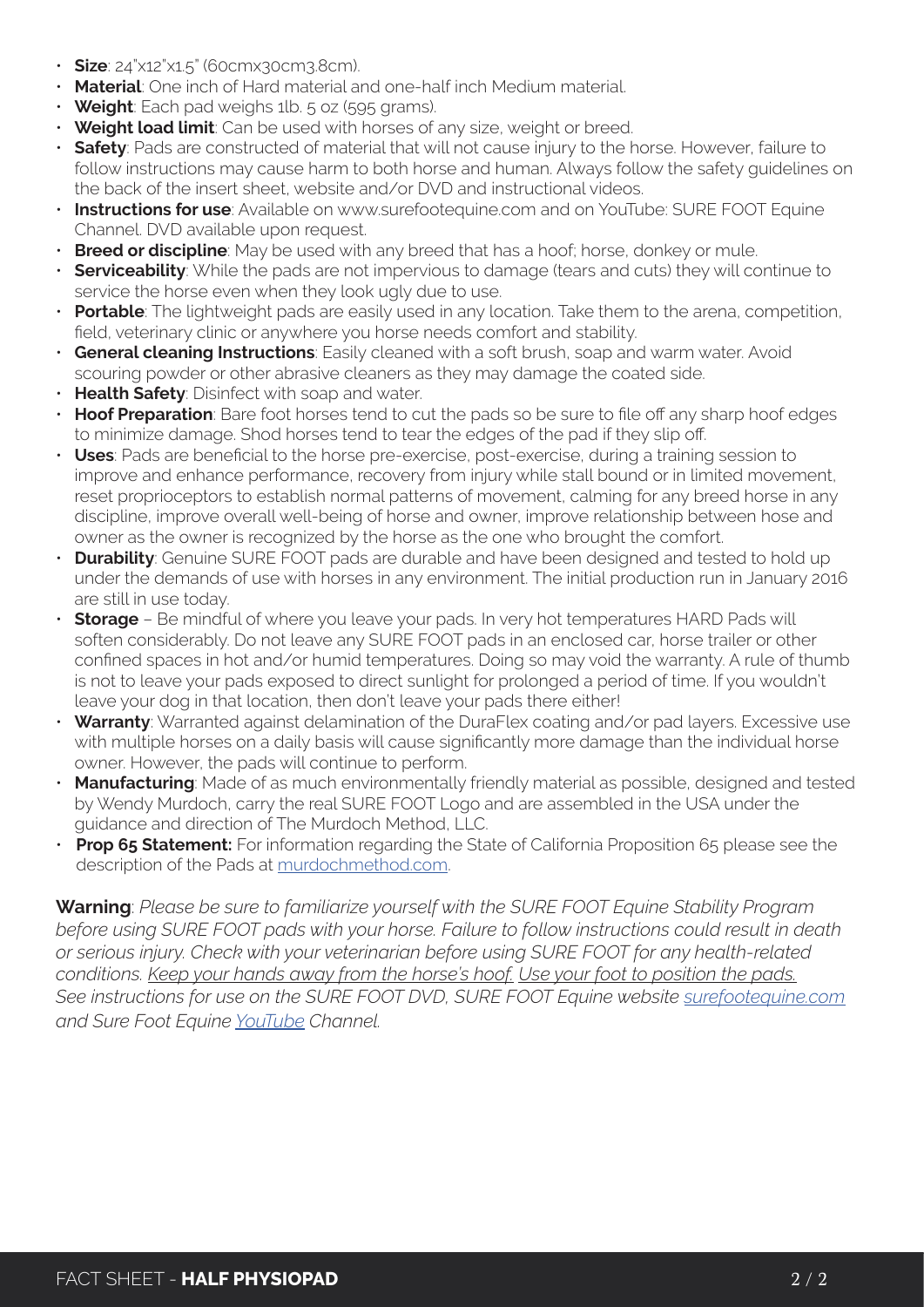- **Size**: 24"x12"x1.5" (60cmx30cm3.8cm).
- **Material**: One inch of Hard material and one-half inch Medium material.
- **Weight**: Each pad weighs 1lb. 5 oz (595 grams).
- **Weight load limit**: Can be used with horses of any size, weight or breed.
- **Safety**: Pads are constructed of material that will not cause injury to the horse. However, failure to follow instructions may cause harm to both horse and human. Always follow the safety guidelines on the back of the insert sheet, website and/or DVD and instructional videos.
- **Instructions for use**: Available on www.surefootequine.com and on YouTube: SURE FOOT Equine Channel. DVD available upon request.
- **Breed or discipline**: May be used with any breed that has a hoof; horse, donkey or mule.
- **Serviceability**: While the pads are not impervious to damage (tears and cuts) they will continue to service the horse even when they look ugly due to use.
- **Portable**: The lightweight pads are easily used in any location. Take them to the arena, competition, field, veterinary clinic or anywhere you horse needs comfort and stability.
- **General cleaning Instructions**: Easily cleaned with a soft brush, soap and warm water. Avoid scouring powder or other abrasive cleaners as they may damage the coated side.
- **Health Safety**: Disinfect with soap and water.
- **Hoof Preparation**: Bare foot horses tend to cut the pads so be sure to file off any sharp hoof edges to minimize damage. Shod horses tend to tear the edges of the pad if they slip off.
- **Uses**: Pads are beneficial to the horse pre-exercise, post-exercise, during a training session to improve and enhance performance, recovery from injury while stall bound or in limited movement, reset proprioceptors to establish normal patterns of movement, calming for any breed horse in any discipline, improve overall well-being of horse and owner, improve relationship between hose and owner as the owner is recognized by the horse as the one who brought the comfort.
- **Durability**: Genuine SURE FOOT pads are durable and have been designed and tested to hold up under the demands of use with horses in any environment. The initial production run in January 2016 are still in use today.
- **Storage** – Be mindful of where you leave your pads. In very hot temperatures HARD Pads will soften considerably. Do not leave any SURE FOOT pads in an enclosed car, horse trailer or other confined spaces in hot and/or humid temperatures. Doing so may void the warranty. A rule of thumb is not to leave your pads exposed to direct sunlight for prolonged a period of time. If you wouldn't leave your dog in that location, then don't leave your pads there either!
- **Warranty**: Warranted against delamination of the DuraFlex coating and/or pad layers. Excessive use with multiple horses on a daily basis will cause significantly more damage than the individual horse owner. However, the pads will continue to perform.
- **Manufacturing**: Made of as much environmentally friendly material as possible, designed and tested by Wendy Murdoch, carry the real SURE FOOT Logo and are assembled in the USA under the guidance and direction of The Murdoch Method, LLC.
- **Prop 65 Statement:** For information regarding the State of California Proposition 65 please see the description of the Pads at murdochmethod.com.

**Warning**: *Please be sure to familiarize yourself with the SURE FOOT Equine Stability Program before using SURE FOOT pads with your horse. Failure to follow instructions could result in death or serious injury. Check with your veterinarian before using SURE FOOT for any health-related conditions. Keep your hands away from the horse's hoof. Use your foot to position the pads. See instructions for use on the SURE FOOT DVD, SURE FOOT Equine website surefootequine.com and Sure Foot Equine YouTube Channel.*